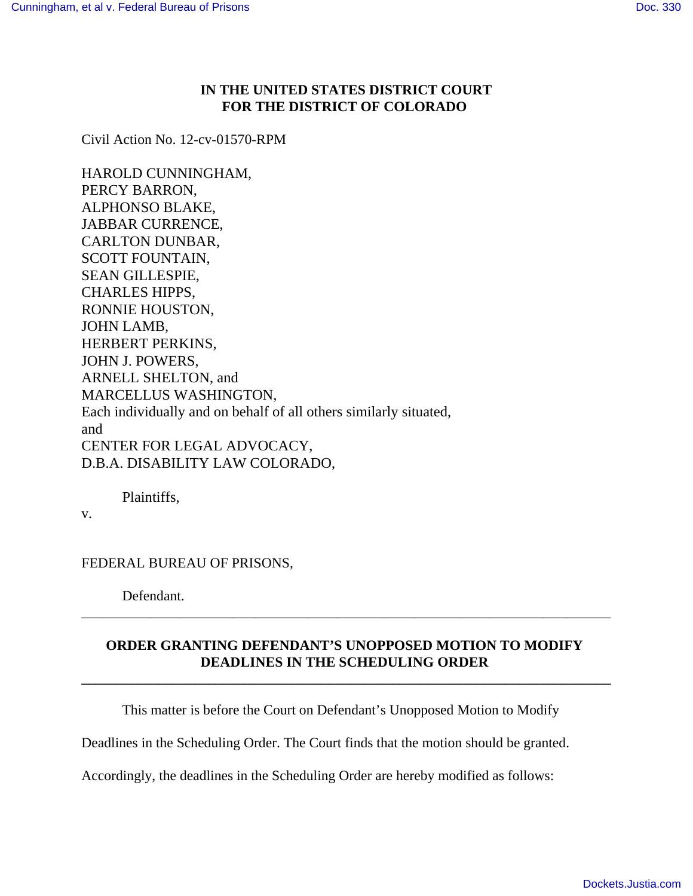**IN THE UNITED STATES DISTRICT COURT**
**FOR THE DISTRICT OF COLORADO**

Civil Action No. 12-cv-01570-RPM

HAROLD CUNNINGHAM,
PERCY BARRON,
ALPHONSO BLAKE,
JABBAR CURRENCE,
CARLTON DUNBAR,
SCOTT FOUNTAIN,
SEAN GILLESPIE,
CHARLES HIPPS,
RONNIE HOUSTON,
JOHN LAMB,
HERBERT PERKINS,
JOHN J. POWERS,
ARNELL SHELTON, and
MARCELLUS WASHINGTON,
Each individually and on behalf of all others similarly situated,
and
CENTER FOR LEGAL ADVOCACY,
D.B.A. DISABILITY LAW COLORADO,

Plaintiffs,

v.

FEDERAL BUREAU OF PRISONS,

Defendant.

---

**ORDER GRANTING DEFENDANT'S UNOPPOSED MOTION TO MODIFY DEADLINES IN THE SCHEDULING ORDER**

---

This matter is before the Court on Defendant's Unopposed Motion to Modify Deadlines in the Scheduling Order. The Court finds that the motion should be granted. Accordingly, the deadlines in the Scheduling Order are hereby modified as follows: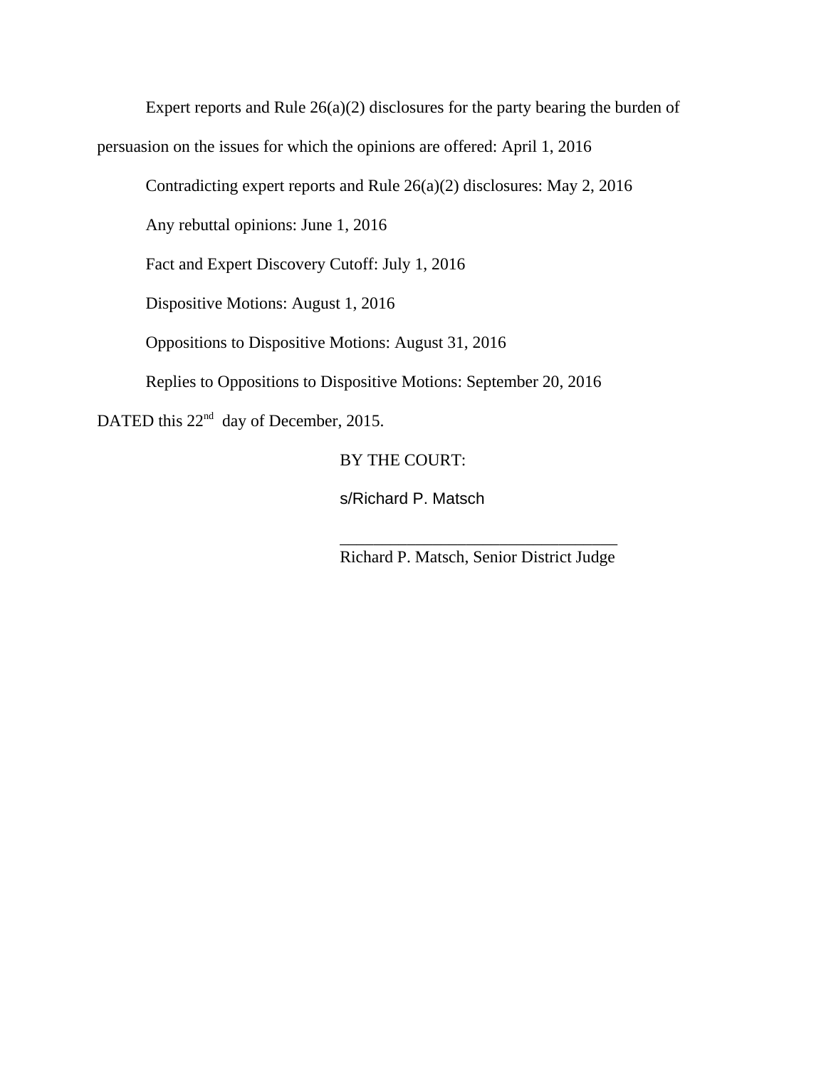Expert reports and Rule 26(a)(2) disclosures for the party bearing the burden of persuasion on the issues for which the opinions are offered: April 1, 2016

Contradicting expert reports and Rule 26(a)(2) disclosures: May 2, 2016

Any rebuttal opinions: June 1, 2016

Fact and Expert Discovery Cutoff: July 1, 2016

Dispositive Motions: August 1, 2016

Oppositions to Dispositive Motions: August 31, 2016

Replies to Oppositions to Dispositive Motions: September 20, 2016

DATED this 22nd day of December, 2015.

BY THE COURT:

s/Richard P. Matsch

\_\_\_\_\_\_\_\_\_\_\_\_\_\_\_\_\_\_\_\_\_\_\_\_\_\_\_\_\_\_\_\_\_\_

Richard P. Matsch, Senior District Judge